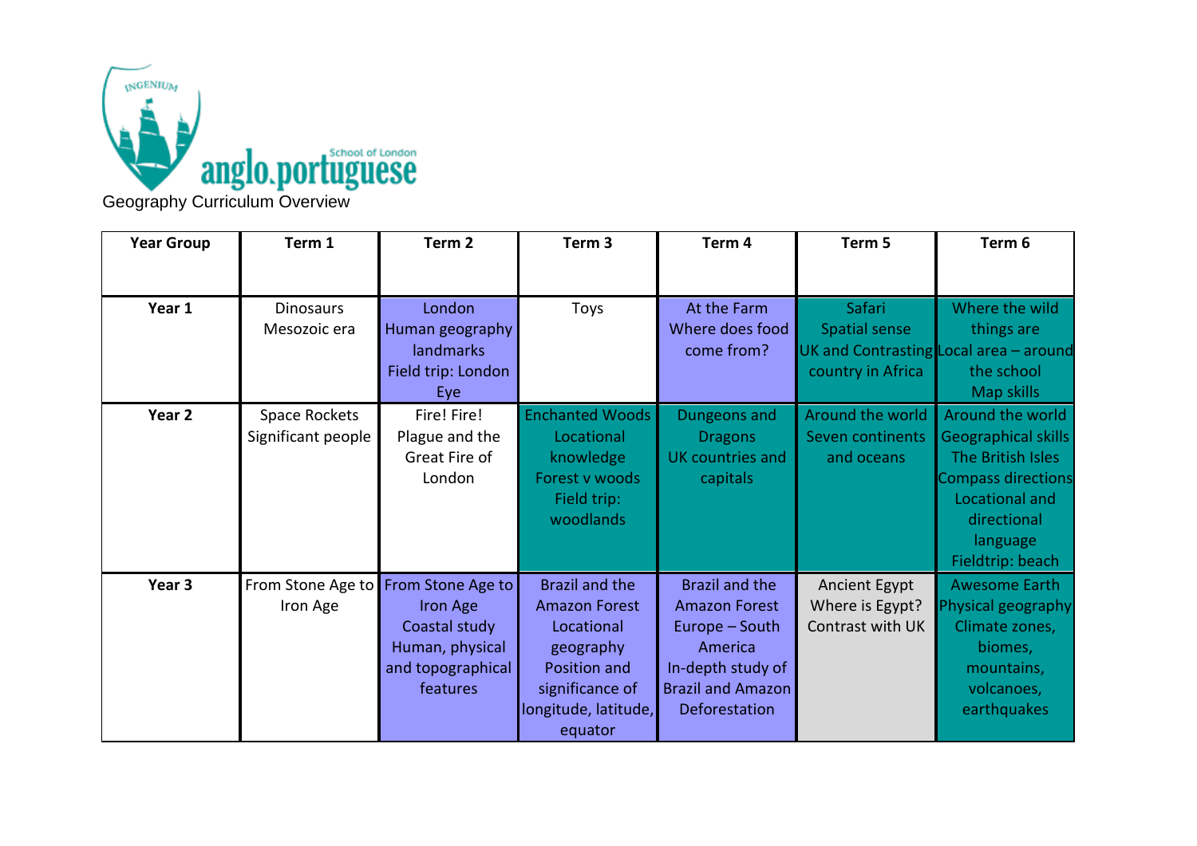INGENIUM

anglo.portuguese School of London

Geography Curriculum Overview

| Year Group | Term 1 | Term 2 | Term 3 | Term 4 | Term 5 | Term 6 |
|---|---|---|---|---|---|---|
| **Year 1** | Dinosaurs Mesozoic era | London Human geography landmarks Field trip: London Eye | Toys | At the Farm Where does food come from? | Safari Spatial sense UK and Contrasting country in Africa | Where the wild things are Local area – around the school Map skills |
| **Year 2** | Space Rockets Significant people | Fire! Fire! Plague and the Great Fire of London | Enchanted Woods Locational knowledge Forest v woods Field trip: woodlands | Dungeons and Dragons UK countries and capitals | Around the world Seven continents and oceans | Around the world Geographical skills The British Isles Compass directions Locational and directional language Fieldtrip: beach |
| **Year 3** | From Stone Age to Iron Age | From Stone Age to Iron Age Coastal study Human, physical and topographical features | Brazil and the Amazon Forest Locational geography Position and significance of longitude, latitude, equator | Brazil and the Amazon Forest Europe – South America In-depth study of Brazil and Amazon Deforestation | Ancient Egypt Where is Egypt? Contrast with UK | Awesome Earth Physical geography Climate zones, biomes, mountains, volcanoes, earthquakes |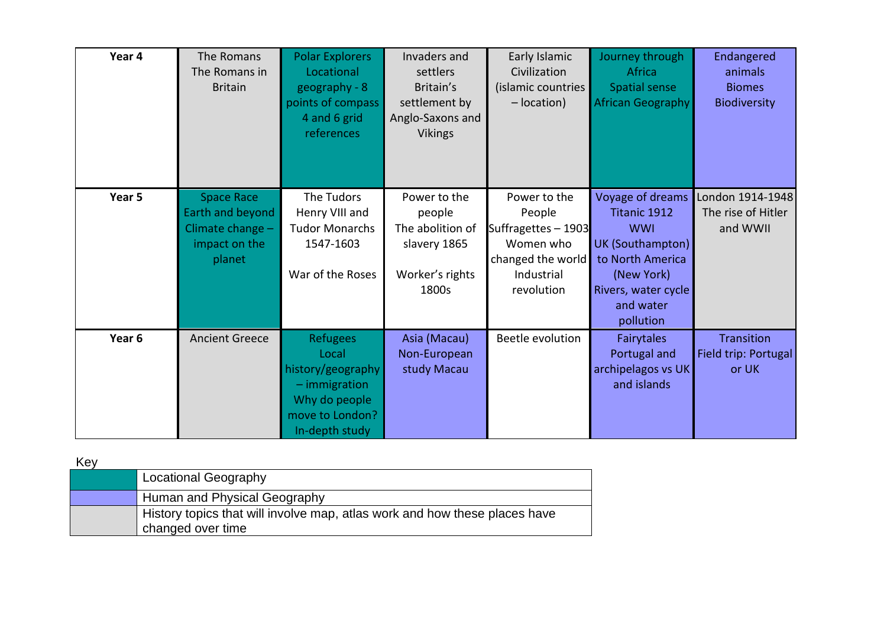| | | | | | | |
|---|---|---|---|---|---|---|
| **Year 4** | The Romans<br>The Romans in Britain | Polar Explorers<br>Locational geography - 8 points of compass<br>4 and 6 grid references | Invaders and settlers<br>Britain's settlement by Anglo-Saxons and Vikings | Early Islamic Civilization (islamic countries – location) | Journey through Africa<br>Spatial sense<br>African Geography | Endangered animals<br>Biomes<br>Biodiversity |
| **Year 5** | Space Race<br>Earth and beyond<br>Climate change – impact on the planet | The Tudors<br>Henry VIII and Tudor Monarchs 1547-1603<br><br>War of the Roses | Power to the people<br>The abolition of slavery 1865<br><br>Worker's rights 1800s | Power to the People<br>Suffragettes – 1903<br>Women who changed the world<br>Industrial revolution | Voyage of dreams<br>Titanic 1912<br>WWI<br>UK (Southampton) to North America (New York)<br>Rivers, water cycle and water pollution | London 1914-1948<br>The rise of Hitler and WWII |
| **Year 6** | Ancient Greece | Refugees<br>Local history/geography – immigration<br>Why do people move to London?<br>In-depth study | Asia (Macau)<br>Non-European study Macau | Beetle evolution | Fairytales<br>Portugal and archipelagos vs UK and islands | Transition<br>Field trip: Portugal or UK |

Key

| | |
|---|---|
| (teal) | Locational Geography |
| (purple) | Human and Physical Geography |
| (grey) | History topics that will involve map, atlas work and how these places have changed over time |